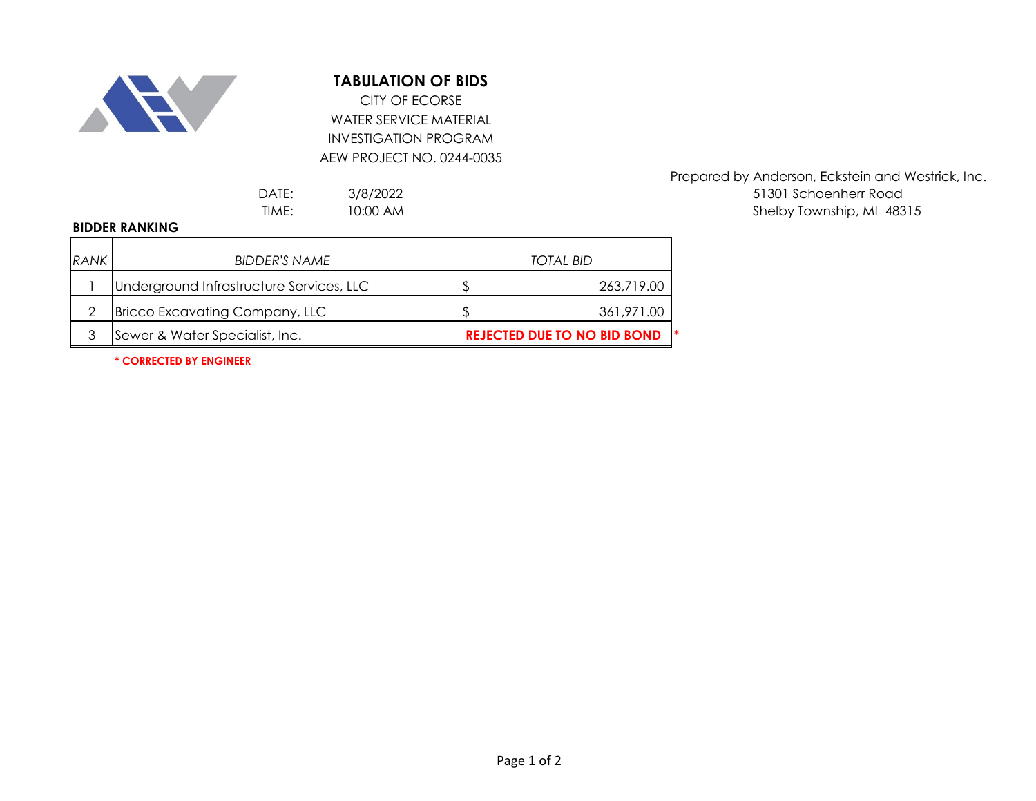# TABULATION OF BIDS

CITY OF ECORSE
WATER SERVICE MATERIAL
INVESTIGATION PROGRAM
AEW PROJECT NO. 0244-0035

Prepared by Anderson, Eckstein and Westrick, Inc.
51301 Schoenherr Road
Shelby Township, MI 48315

DATE: 3/8/2022
TIME: 10:00 AM

**BIDDER RANKING**

| *RANK* | *BIDDER'S NAME* | *TOTAL BID* |
|---|---|---|
| 1 | Underground Infrastructure Services, LLC | $ 263,719.00 |
| 2 | Bricco Excavating Company, LLC | $ 361,971.00 |
| 3 | Sewer & Water Specialist, Inc. | **REJECTED DUE TO NO BID BOND** * |

**\* CORRECTED BY ENGINEER**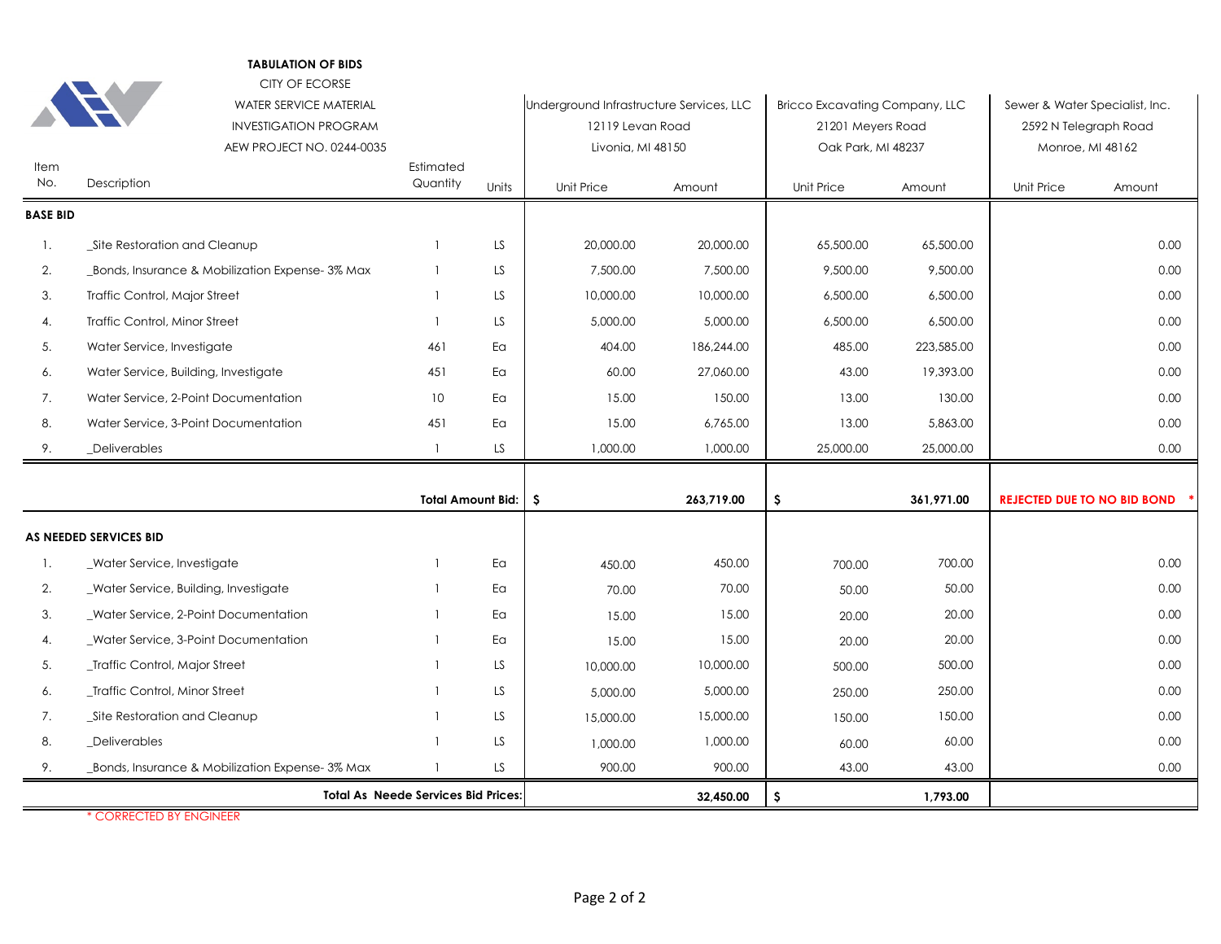**TABULATION OF BIDS**

CITY OF ECORSE

WATER SERVICE MATERIAL

INVESTIGATION PROGRAM

AEW PROJECT NO. 0244-0035

| Item No. | Description | Estimated Quantity | Units | Underground Infrastructure Services, LLC<br>12119 Levan Road<br>Livonia, MI 48150<br>Unit Price | Amount | Bricco Excavating Company, LLC<br>21201 Meyers Road<br>Oak Park, MI 48237<br>Unit Price | Amount | Sewer & Water Specialist, Inc.<br>2592 N Telegraph Road<br>Monroe, MI 48162<br>Unit Price | Amount |
|---|---|---|---|---|---|---|---|---|---|
| **BASE BID** | | | | | | | | | |
| 1. | _Site Restoration and Cleanup | 1 | LS | 20,000.00 | 20,000.00 | 65,500.00 | 65,500.00 | | 0.00 |
| 2. | _Bonds, Insurance & Mobilization Expense- 3% Max | 1 | LS | 7,500.00 | 7,500.00 | 9,500.00 | 9,500.00 | | 0.00 |
| 3. | Traffic Control, Major Street | 1 | LS | 10,000.00 | 10,000.00 | 6,500.00 | 6,500.00 | | 0.00 |
| 4. | Traffic Control, Minor Street | 1 | LS | 5,000.00 | 5,000.00 | 6,500.00 | 6,500.00 | | 0.00 |
| 5. | Water Service, Investigate | 461 | Ea | 404.00 | 186,244.00 | 485.00 | 223,585.00 | | 0.00 |
| 6. | Water Service, Building, Investigate | 451 | Ea | 60.00 | 27,060.00 | 43.00 | 19,393.00 | | 0.00 |
| 7. | Water Service, 2-Point Documentation | 10 | Ea | 15.00 | 150.00 | 13.00 | 130.00 | | 0.00 |
| 8. | Water Service, 3-Point Documentation | 451 | Ea | 15.00 | 6,765.00 | 13.00 | 5,863.00 | | 0.00 |
| 9. | _Deliverables | 1 | LS | 1,000.00 | 1,000.00 | 25,000.00 | 25,000.00 | | 0.00 |
| | | | **Total Amount Bid:** | **$** | **263,719.00** | **$** | **361,971.00** | **REJECTED DUE TO NO BID BOND** | * |
| **AS NEEDED SERVICES BID** | | | | | | | | | |
| 1. | _Water Service, Investigate | 1 | Ea | 450.00 | 450.00 | 700.00 | 700.00 | | 0.00 |
| 2. | _Water Service, Building, Investigate | 1 | Ea | 70.00 | 70.00 | 50.00 | 50.00 | | 0.00 |
| 3. | _Water Service, 2-Point Documentation | 1 | Ea | 15.00 | 15.00 | 20.00 | 20.00 | | 0.00 |
| 4. | _Water Service, 3-Point Documentation | 1 | Ea | 15.00 | 15.00 | 20.00 | 20.00 | | 0.00 |
| 5. | _Traffic Control, Major Street | 1 | LS | 10,000.00 | 10,000.00 | 500.00 | 500.00 | | 0.00 |
| 6. | _Traffic Control, Minor Street | 1 | LS | 5,000.00 | 5,000.00 | 250.00 | 250.00 | | 0.00 |
| 7. | _Site Restoration and Cleanup | 1 | LS | 15,000.00 | 15,000.00 | 150.00 | 150.00 | | 0.00 |
| 8. | _Deliverables | 1 | LS | 1,000.00 | 1,000.00 | 60.00 | 60.00 | | 0.00 |
| 9. | _Bonds, Insurance & Mobilization Expense- 3% Max | 1 | LS | 900.00 | 900.00 | 43.00 | 43.00 | | 0.00 |
| | | | **Total As Neede Services Bid Prices:** | | **32,450.00** | **$** | **1,793.00** | | |

\* CORRECTED BY ENGINEER